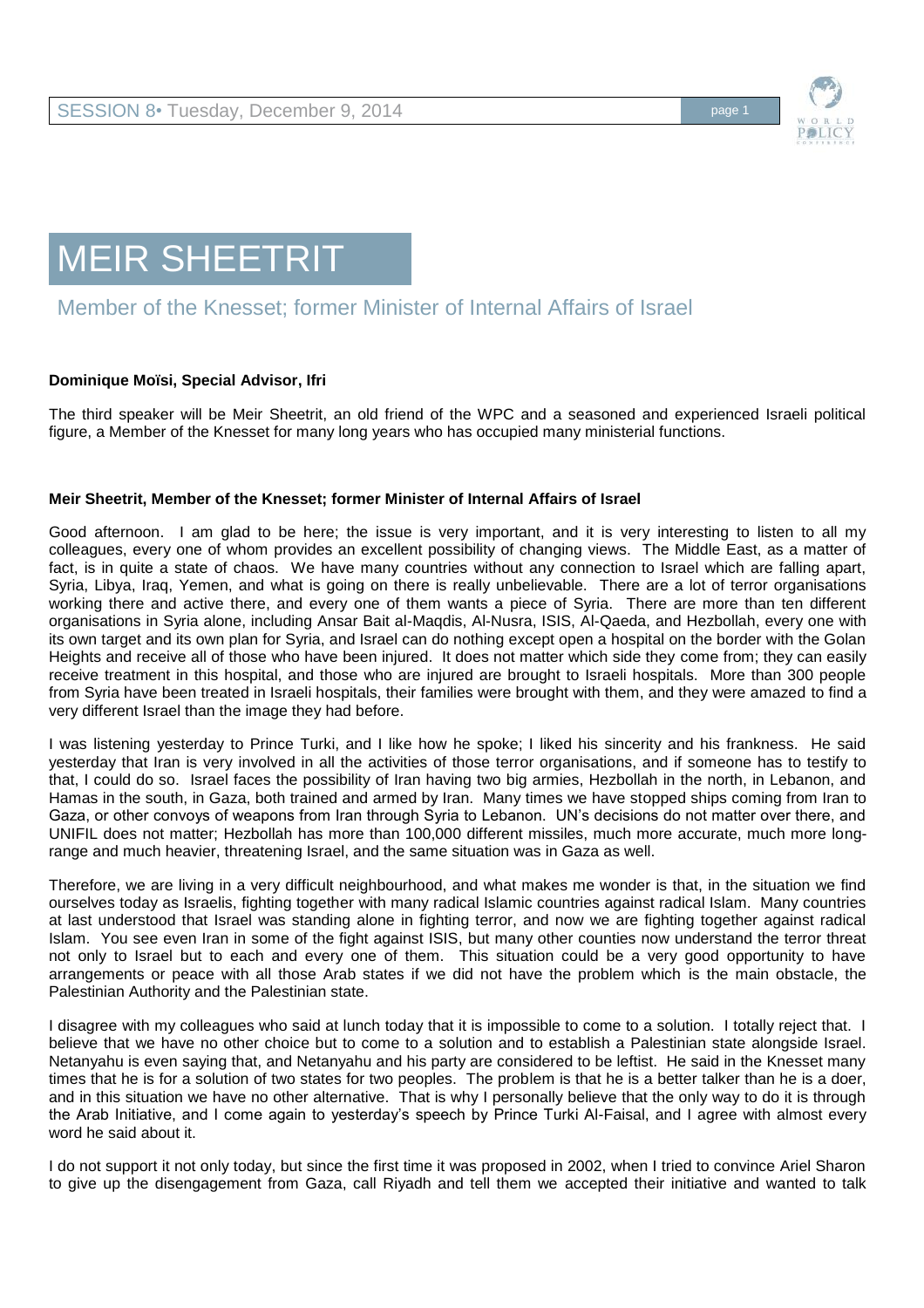# MEIR SHEETRIT

## Member of the Knesset; former Minister of Internal Affairs of Israel

**Dominique Moïsi, Special Advisor, Ifri**

The third speaker will be Meir Sheetrit, an old friend of the WPC and a seasoned and experienced Israeli political figure, a Member of the Knesset for many long years who has occupied many ministerial functions.

**Meir Sheetrit, Member of the Knesset; former Minister of Internal Affairs of Israel**

Good afternoon. I am glad to be here; the issue is very important, and it is very interesting to listen to all my colleagues, every one of whom provides an excellent possibility of changing views. The Middle East, as a matter of fact, is in quite a state of chaos. We have many countries without any connection to Israel which are falling apart, Syria, Libya, Iraq, Yemen, and what is going on there is really unbelievable. There are a lot of terror organisations working there and active there, and every one of them wants a piece of Syria. There are more than ten different organisations in Syria alone, including Ansar Bait al-Maqdis, Al-Nusra, ISIS, Al-Qaeda, and Hezbollah, every one with its own target and its own plan for Syria, and Israel can do nothing except open a hospital on the border with the Golan Heights and receive all of those who have been injured. It does not matter which side they come from; they can easily receive treatment in this hospital, and those who are injured are brought to Israeli hospitals. More than 300 people from Syria have been treated in Israeli hospitals, their families were brought with them, and they were amazed to find a very different Israel than the image they had before.

I was listening yesterday to Prince Turki, and I like how he spoke; I liked his sincerity and his frankness. He said yesterday that Iran is very involved in all the activities of those terror organisations, and if someone has to testify to that, I could do so. Israel faces the possibility of Iran having two big armies, Hezbollah in the north, in Lebanon, and Hamas in the south, in Gaza, both trained and armed by Iran. Many times we have stopped ships coming from Iran to Gaza, or other convoys of weapons from Iran through Syria to Lebanon. UN's decisions do not matter over there, and UNIFIL does not matter; Hezbollah has more than 100,000 different missiles, much more accurate, much more long-range and much heavier, threatening Israel, and the same situation was in Gaza as well.

Therefore, we are living in a very difficult neighbourhood, and what makes me wonder is that, in the situation we find ourselves today as Israelis, fighting together with many radical Islamic countries against radical Islam. Many countries at last understood that Israel was standing alone in fighting terror, and now we are fighting together against radical Islam. You see even Iran in some of the fight against ISIS, but many other counties now understand the terror threat not only to Israel but to each and every one of them. This situation could be a very good opportunity to have arrangements or peace with all those Arab states if we did not have the problem which is the main obstacle, the Palestinian Authority and the Palestinian state.

I disagree with my colleagues who said at lunch today that it is impossible to come to a solution. I totally reject that. I believe that we have no other choice but to come to a solution and to establish a Palestinian state alongside Israel. Netanyahu is even saying that, and Netanyahu and his party are considered to be leftist. He said in the Knesset many times that he is for a solution of two states for two peoples. The problem is that he is a better talker than he is a doer, and in this situation we have no other alternative. That is why I personally believe that the only way to do it is through the Arab Initiative, and I come again to yesterday's speech by Prince Turki Al-Faisal, and I agree with almost every word he said about it.

I do not support it not only today, but since the first time it was proposed in 2002, when I tried to convince Ariel Sharon to give up the disengagement from Gaza, call Riyadh and tell them we accepted their initiative and wanted to talk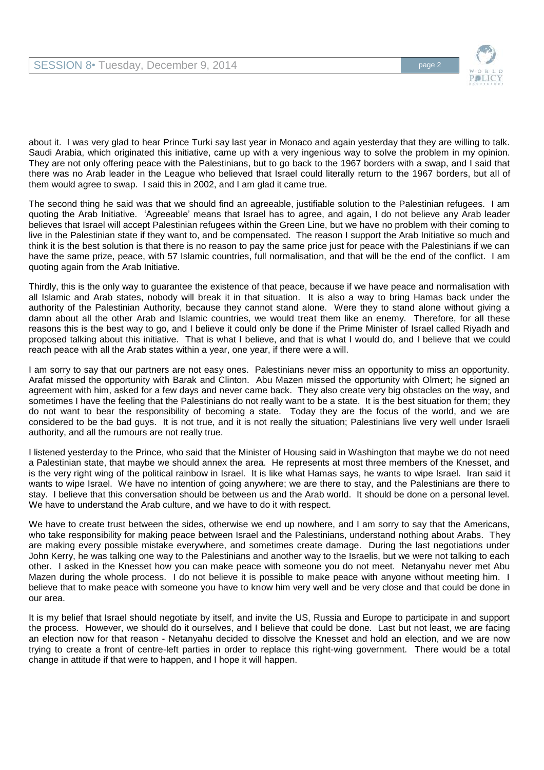about it. I was very glad to hear Prince Turki say last year in Monaco and again yesterday that they are willing to talk. Saudi Arabia, which originated this initiative, came up with a very ingenious way to solve the problem in my opinion. They are not only offering peace with the Palestinians, but to go back to the 1967 borders with a swap, and I said that there was no Arab leader in the League who believed that Israel could literally return to the 1967 borders, but all of them would agree to swap. I said this in 2002, and I am glad it came true.

The second thing he said was that we should find an agreeable, justifiable solution to the Palestinian refugees. I am quoting the Arab Initiative. 'Agreeable' means that Israel has to agree, and again, I do not believe any Arab leader believes that Israel will accept Palestinian refugees within the Green Line, but we have no problem with their coming to live in the Palestinian state if they want to, and be compensated. The reason I support the Arab Initiative so much and think it is the best solution is that there is no reason to pay the same price just for peace with the Palestinians if we can have the same prize, peace, with 57 Islamic countries, full normalisation, and that will be the end of the conflict. I am quoting again from the Arab Initiative.

Thirdly, this is the only way to guarantee the existence of that peace, because if we have peace and normalisation with all Islamic and Arab states, nobody will break it in that situation. It is also a way to bring Hamas back under the authority of the Palestinian Authority, because they cannot stand alone. Were they to stand alone without giving a damn about all the other Arab and Islamic countries, we would treat them like an enemy. Therefore, for all these reasons this is the best way to go, and I believe it could only be done if the Prime Minister of Israel called Riyadh and proposed talking about this initiative. That is what I believe, and that is what I would do, and I believe that we could reach peace with all the Arab states within a year, one year, if there were a will.

I am sorry to say that our partners are not easy ones. Palestinians never miss an opportunity to miss an opportunity. Arafat missed the opportunity with Barak and Clinton. Abu Mazen missed the opportunity with Olmert; he signed an agreement with him, asked for a few days and never came back. They also create very big obstacles on the way, and sometimes I have the feeling that the Palestinians do not really want to be a state. It is the best situation for them; they do not want to bear the responsibility of becoming a state. Today they are the focus of the world, and we are considered to be the bad guys. It is not true, and it is not really the situation; Palestinians live very well under Israeli authority, and all the rumours are not really true.

I listened yesterday to the Prince, who said that the Minister of Housing said in Washington that maybe we do not need a Palestinian state, that maybe we should annex the area. He represents at most three members of the Knesset, and is the very right wing of the political rainbow in Israel. It is like what Hamas says, he wants to wipe Israel. Iran said it wants to wipe Israel. We have no intention of going anywhere; we are there to stay, and the Palestinians are there to stay. I believe that this conversation should be between us and the Arab world. It should be done on a personal level. We have to understand the Arab culture, and we have to do it with respect.

We have to create trust between the sides, otherwise we end up nowhere, and I am sorry to say that the Americans, who take responsibility for making peace between Israel and the Palestinians, understand nothing about Arabs. They are making every possible mistake everywhere, and sometimes create damage. During the last negotiations under John Kerry, he was talking one way to the Palestinians and another way to the Israelis, but we were not talking to each other. I asked in the Knesset how you can make peace with someone you do not meet. Netanyahu never met Abu Mazen during the whole process. I do not believe it is possible to make peace with anyone without meeting him. I believe that to make peace with someone you have to know him very well and be very close and that could be done in our area.

It is my belief that Israel should negotiate by itself, and invite the US, Russia and Europe to participate in and support the process. However, we should do it ourselves, and I believe that could be done. Last but not least, we are facing an election now for that reason - Netanyahu decided to dissolve the Knesset and hold an election, and we are now trying to create a front of centre-left parties in order to replace this right-wing government. There would be a total change in attitude if that were to happen, and I hope it will happen.